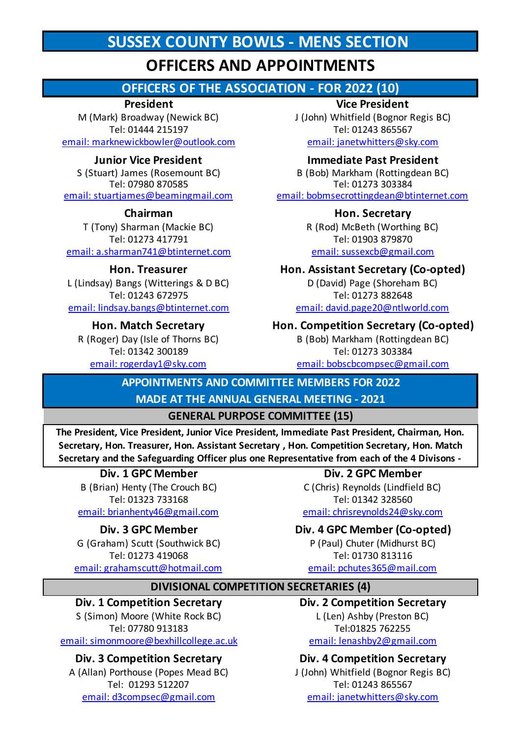# SUSSEX COUNTY BOWLS - MENS SECTION

## OFFICERS AND APPOINTMENTS

### OFFICERS OF THE ASSOCIATION - FOR 2022 (10)

**President**
M (Mark) Broadway (Newick BC)
Tel: 01444 215197
email: marknewickbowler@outlook.com

**Vice President**
J (John) Whitfield (Bognor Regis BC)
Tel: 01243 865567
email: janetwhitters@sky.com

**Junior Vice President**
S (Stuart) James (Rosemount BC)
Tel: 07980 870585
email: stuartjames@beamingmail.com

**Immediate Past President**
B (Bob) Markham (Rottingdean BC)
Tel: 01273 303384
email: bobmsecrottingdean@btinternet.com

**Chairman**
T (Tony) Sharman (Mackie BC)
Tel: 01273 417791
email: a.sharman741@btinternet.com

**Hon. Secretary**
R (Rod) McBeth (Worthing BC)
Tel: 01903 879870
email: sussexcb@gmail.com

**Hon. Treasurer**
L (Lindsay) Bangs (Witterings & D BC)
Tel: 01243 672975
email: lindsay.bangs@btinternet.com

**Hon. Assistant Secretary (Co-opted)**
D (David) Page (Shoreham BC)
Tel: 01273 882648
email: david.page20@ntlworld.com

**Hon. Match Secretary**
R (Roger) Day (Isle of Thorns BC)
Tel: 01342 300189
email: rogerday1@sky.com

**Hon. Competition Secretary (Co-opted)**
B (Bob) Markham (Rottingdean BC)
Tel: 01273 303384
email: bobscbcompsec@gmail.com

### APPOINTMENTS AND COMMITTEE MEMBERS FOR 2022
### MADE AT THE ANNUAL GENERAL MEETING - 2021

### GENERAL PURPOSE COMMITTEE (15)

**The President, Vice President, Junior Vice President, Immediate Past President, Chairman, Hon. Secretary, Hon. Treasurer, Hon. Assistant Secretary , Hon. Competition Secretary, Hon. Match Secretary and the Safeguarding Officer plus one Representative from each of the 4 Divisons -**

**Div. 1 GPC Member**
B (Brian) Henty (The Crouch BC)
Tel: 01323 733168
email: brianhenty46@gmail.com

**Div. 2 GPC Member**
C (Chris) Reynolds (Lindfield BC)
Tel: 01342 328560
email: chrisreynolds24@sky.com

**Div. 3 GPC Member**
G (Graham) Scutt (Southwick BC)
Tel: 01273 419068
email: grahamscutt@hotmail.com

**Div. 4 GPC Member (Co-opted)**
P (Paul) Chuter (Midhurst BC)
Tel: 01730 813116
email: pchutes365@mail.com

### DIVISIONAL COMPETITION SECRETARIES (4)

**Div. 1 Competition Secretary**
S (Simon) Moore (White Rock BC)
Tel: 07780 913183
email: simonmoore@bexhillcollege.ac.uk

**Div. 2 Competition Secretary**
L (Len) Ashby (Preston BC)
Tel:01825 762255
email: lenashby2@gmail.com

**Div. 3 Competition Secretary**
A (Allan) Porthouse (Popes Mead BC)
Tel: 01293 512207
email: d3compsec@gmail.com

**Div. 4 Competition Secretary**
J (John) Whitfield (Bognor Regis BC)
Tel: 01243 865567
email: janetwhitters@sky.com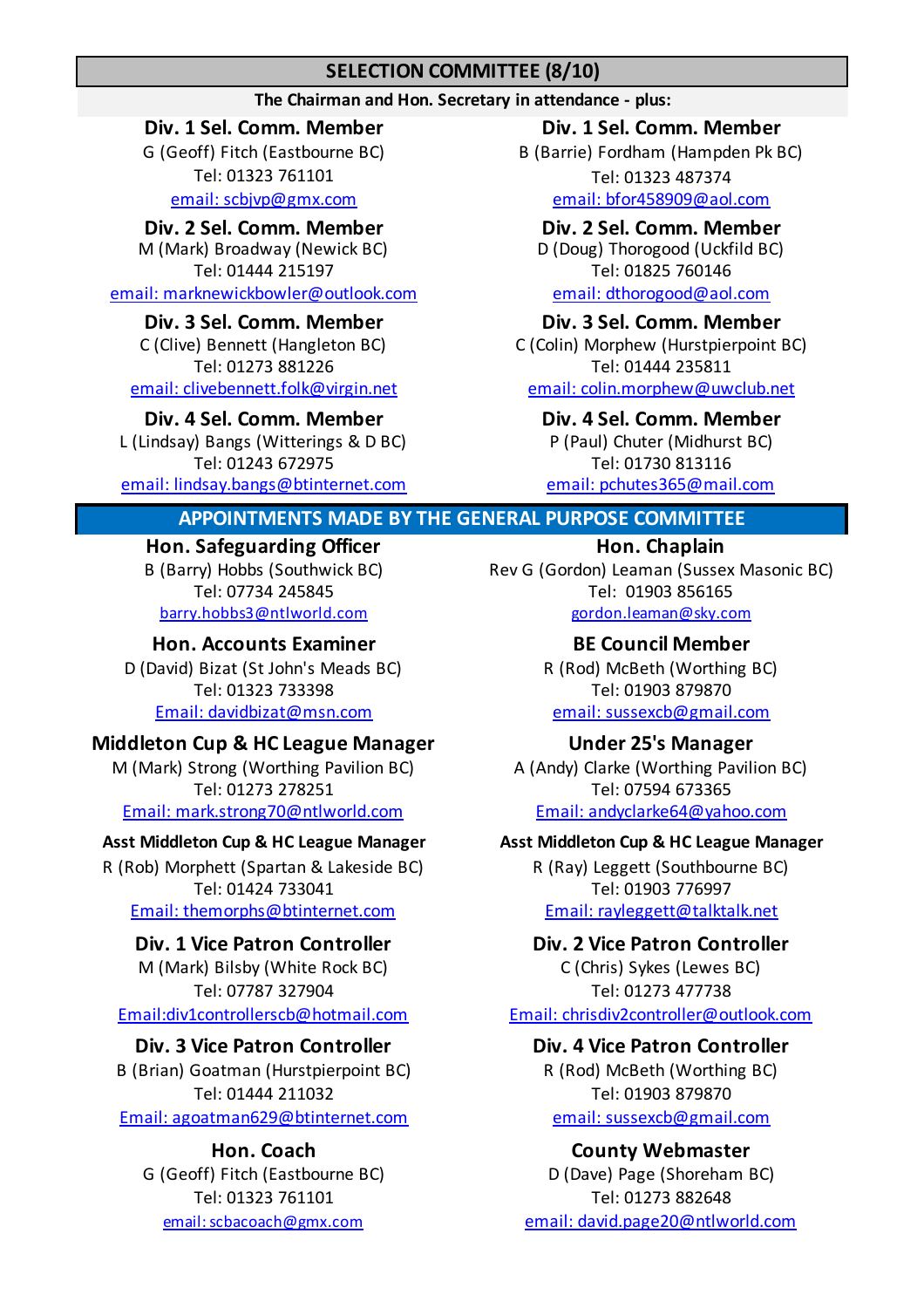## SELECTION COMMITTEE (8/10)

**The Chairman and Hon. Secretary in attendance - plus:**

**Div. 1 Sel. Comm. Member**
G (Geoff) Fitch (Eastbourne BC)
Tel: 01323 761101
email: scbjvp@gmx.com

**Div. 1 Sel. Comm. Member**
B (Barrie) Fordham (Hampden Pk BC)
Tel: 01323 487374
email: bfor458909@aol.com

**Div. 2 Sel. Comm. Member**
M (Mark) Broadway (Newick BC)
Tel: 01444 215197
email: marknewickbowler@outlook.com

**Div. 2 Sel. Comm. Member**
D (Doug) Thorogood (Uckfild BC)
Tel: 01825 760146
email: dthorogood@aol.com

**Div. 3 Sel. Comm. Member**
C (Clive) Bennett (Hangleton BC)
Tel: 01273 881226
email: clivebennett.folk@virgin.net

**Div. 3 Sel. Comm. Member**
C (Colin) Morphew (Hurstpierpoint BC)
Tel: 01444 235811
email: colin.morphew@uwclub.net

**Div. 4 Sel. Comm. Member**
L (Lindsay) Bangs (Witterings & D BC)
Tel: 01243 672975
email: lindsay.bangs@btinternet.com

**Div. 4 Sel. Comm. Member**
P (Paul) Chuter (Midhurst BC)
Tel: 01730 813116
email: pchutes365@mail.com

## APPOINTMENTS MADE BY THE GENERAL PURPOSE COMMITTEE

**Hon. Safeguarding Officer**
B (Barry) Hobbs (Southwick BC)
Tel: 07734 245845
barry.hobbs3@ntlworld.com

**Hon. Chaplain**
Rev G (Gordon) Leaman (Sussex Masonic BC)
Tel: 01903 856165
gordon.leaman@sky.com

**Hon. Accounts Examiner**
D (David) Bizat (St John's Meads BC)
Tel: 01323 733398
Email: davidbizat@msn.com

**BE Council Member**
R (Rod) McBeth (Worthing BC)
Tel: 01903 879870
email: sussexcb@gmail.com

**Middleton Cup & HC League Manager**
M (Mark) Strong (Worthing Pavilion BC)
Tel: 01273 278251
Email: mark.strong70@ntlworld.com

**Under 25's Manager**
A (Andy) Clarke (Worthing Pavilion BC)
Tel: 07594 673365
Email: andyclarke64@yahoo.com

**Asst Middleton Cup & HC League Manager**
R (Rob) Morphett (Spartan & Lakeside BC)
Tel: 01424 733041
Email: themorphs@btinternet.com

**Asst Middleton Cup & HC League Manager**
R (Ray) Leggett (Southbourne BC)
Tel: 01903 776997
Email: rayleggett@talktalk.net

**Div. 1 Vice Patron Controller**
M (Mark) Bilsby (White Rock BC)
Tel: 07787 327904
Email:div1controllerscb@hotmail.com

**Div. 2 Vice Patron Controller**
C (Chris) Sykes (Lewes BC)
Tel: 01273 477738
Email: chrisdiv2controller@outlook.com

**Div. 3 Vice Patron Controller**
B (Brian) Goatman (Hurstpierpoint BC)
Tel: 01444 211032
Email: agoatman629@btinternet.com

**Div. 4 Vice Patron Controller**
R (Rod) McBeth (Worthing BC)
Tel: 01903 879870
email: sussexcb@gmail.com

**Hon. Coach**
G (Geoff) Fitch (Eastbourne BC)
Tel: 01323 761101
email: scbacoach@gmx.com

**County Webmaster**
D (Dave) Page (Shoreham BC)
Tel: 01273 882648
email: david.page20@ntlworld.com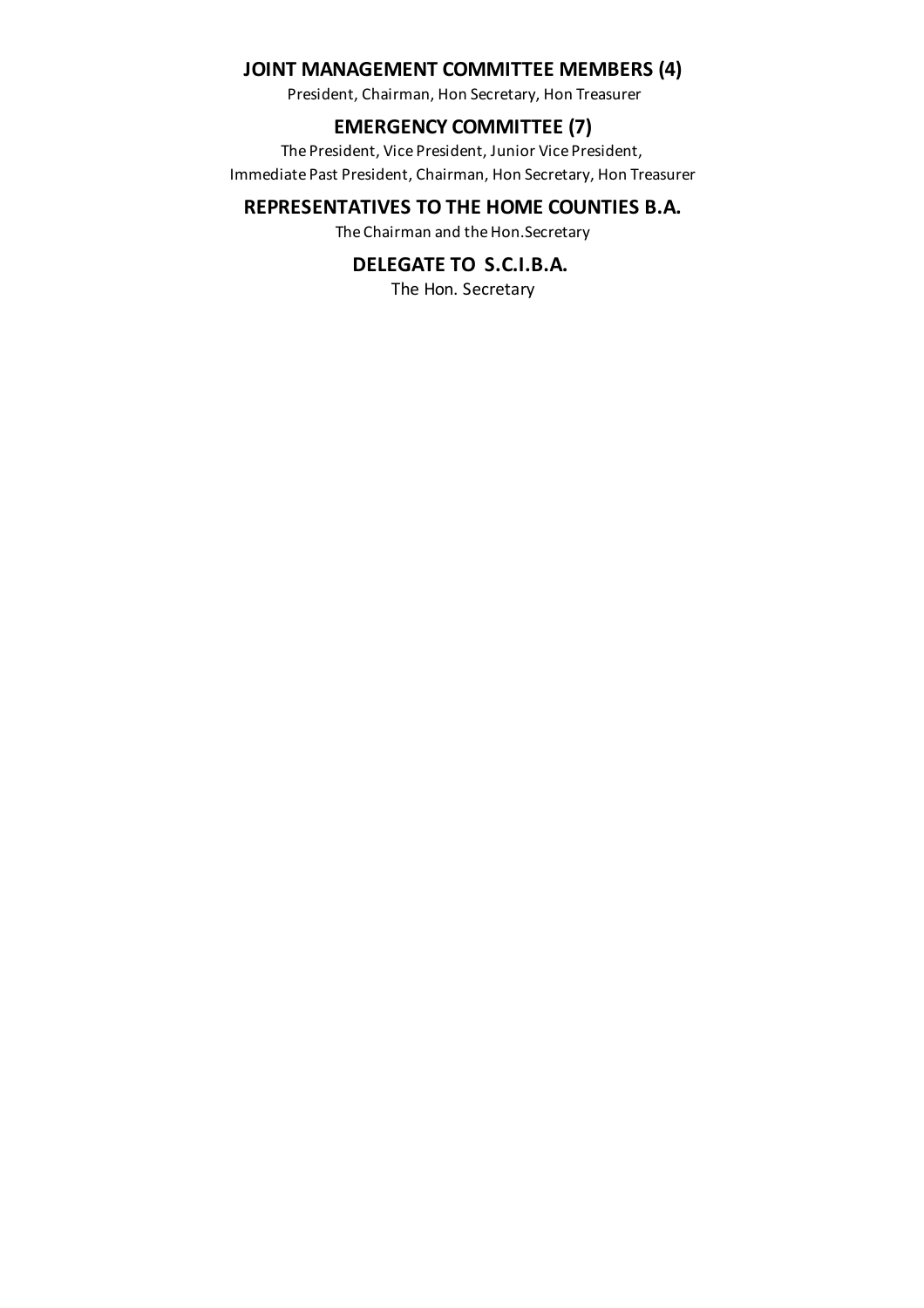## JOINT MANAGEMENT COMMITTEE MEMBERS (4)

President, Chairman, Hon Secretary, Hon Treasurer

## EMERGENCY COMMITTEE (7)

The President, Vice President, Junior Vice President,
Immediate Past President, Chairman, Hon Secretary, Hon Treasurer

## REPRESENTATIVES TO THE HOME COUNTIES B.A.

The Chairman and the Hon.Secretary

## DELEGATE TO S.C.I.B.A.

The Hon. Secretary